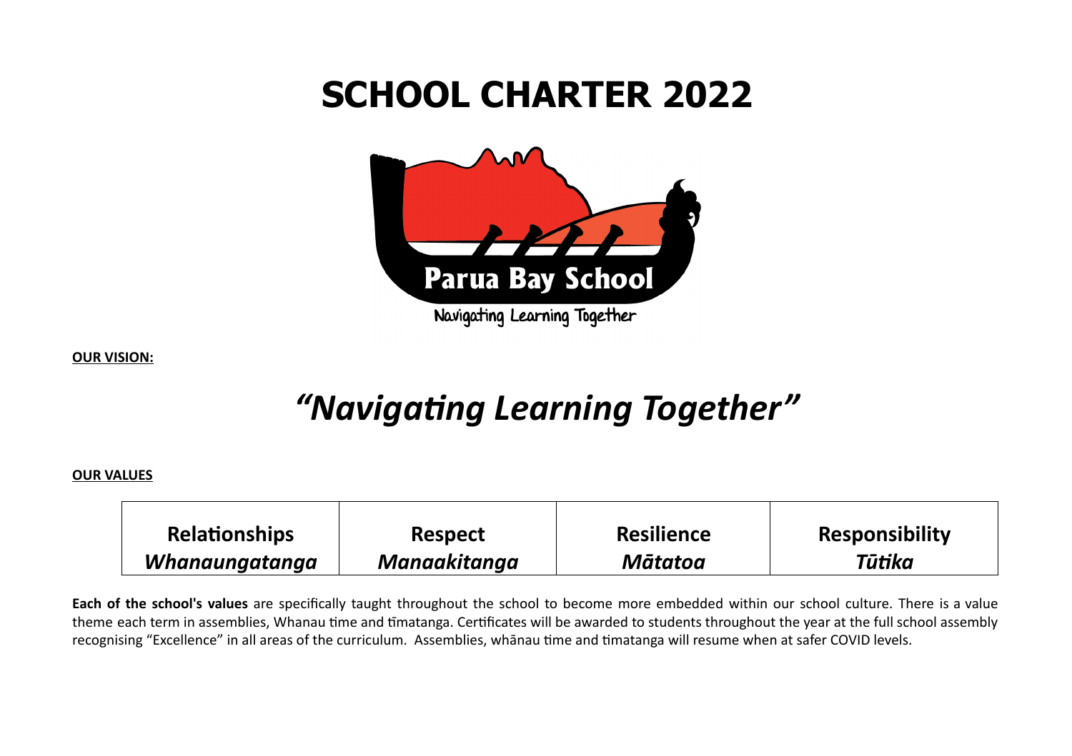# SCHOOL CHARTER 2022

Parua Bay School

Navigating Learning Together

**OUR VISION:**

## *"Navigating Learning Together"*

**OUR VALUES**

| Relationships | Respect | Resilience | Responsibility |
|---|---|---|---|
| ***Whanaungatanga*** | ***Manaakitanga*** | ***Mātatoa*** | ***Tūtika*** |

**Each of the school's values** are specifically taught throughout the school to become more embedded within our school culture. There is a value theme each term in assemblies, Whanau time and tīmatanga. Certificates will be awarded to students throughout the year at the full school assembly recognising "Excellence" in all areas of the curriculum. Assemblies, whānau time and timatanga will resume when at safer COVID levels.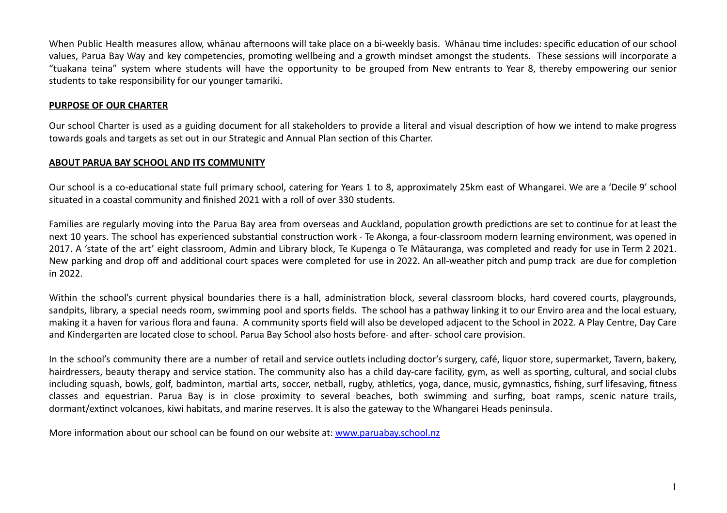When Public Health measures allow, whānau afternoons will take place on a bi-weekly basis. Whānau time includes: specific education of our school values, Parua Bay Way and key competencies, promoting wellbeing and a growth mindset amongst the students. These sessions will incorporate a "tuakana teina" system where students will have the opportunity to be grouped from New entrants to Year 8, thereby empowering our senior students to take responsibility for our younger tamariki.

**PURPOSE OF OUR CHARTER**

Our school Charter is used as a guiding document for all stakeholders to provide a literal and visual description of how we intend to make progress towards goals and targets as set out in our Strategic and Annual Plan section of this Charter.

**ABOUT PARUA BAY SCHOOL AND ITS COMMUNITY**

Our school is a co-educational state full primary school, catering for Years 1 to 8, approximately 25km east of Whangarei. We are a 'Decile 9' school situated in a coastal community and finished 2021 with a roll of over 330 students.

Families are regularly moving into the Parua Bay area from overseas and Auckland, population growth predictions are set to continue for at least the next 10 years. The school has experienced substantial construction work - Te Akonga, a four-classroom modern learning environment, was opened in 2017. A 'state of the art' eight classroom, Admin and Library block, Te Kupenga o Te Mātauranga, was completed and ready for use in Term 2 2021. New parking and drop off and additional court spaces were completed for use in 2022. An all-weather pitch and pump track are due for completion in 2022.

Within the school's current physical boundaries there is a hall, administration block, several classroom blocks, hard covered courts, playgrounds, sandpits, library, a special needs room, swimming pool and sports fields. The school has a pathway linking it to our Enviro area and the local estuary, making it a haven for various flora and fauna. A community sports field will also be developed adjacent to the School in 2022. A Play Centre, Day Care and Kindergarten are located close to school. Parua Bay School also hosts before- and after- school care provision.

In the school's community there are a number of retail and service outlets including doctor's surgery, café, liquor store, supermarket, Tavern, bakery, hairdressers, beauty therapy and service station. The community also has a child day-care facility, gym, as well as sporting, cultural, and social clubs including squash, bowls, golf, badminton, martial arts, soccer, netball, rugby, athletics, yoga, dance, music, gymnastics, fishing, surf lifesaving, fitness classes and equestrian. Parua Bay is in close proximity to several beaches, both swimming and surfing, boat ramps, scenic nature trails, dormant/extinct volcanoes, kiwi habitats, and marine reserves. It is also the gateway to the Whangarei Heads peninsula.

More information about our school can be found on our website at: [www.paruabay.school.nz](http://www.paruabay.school.nz)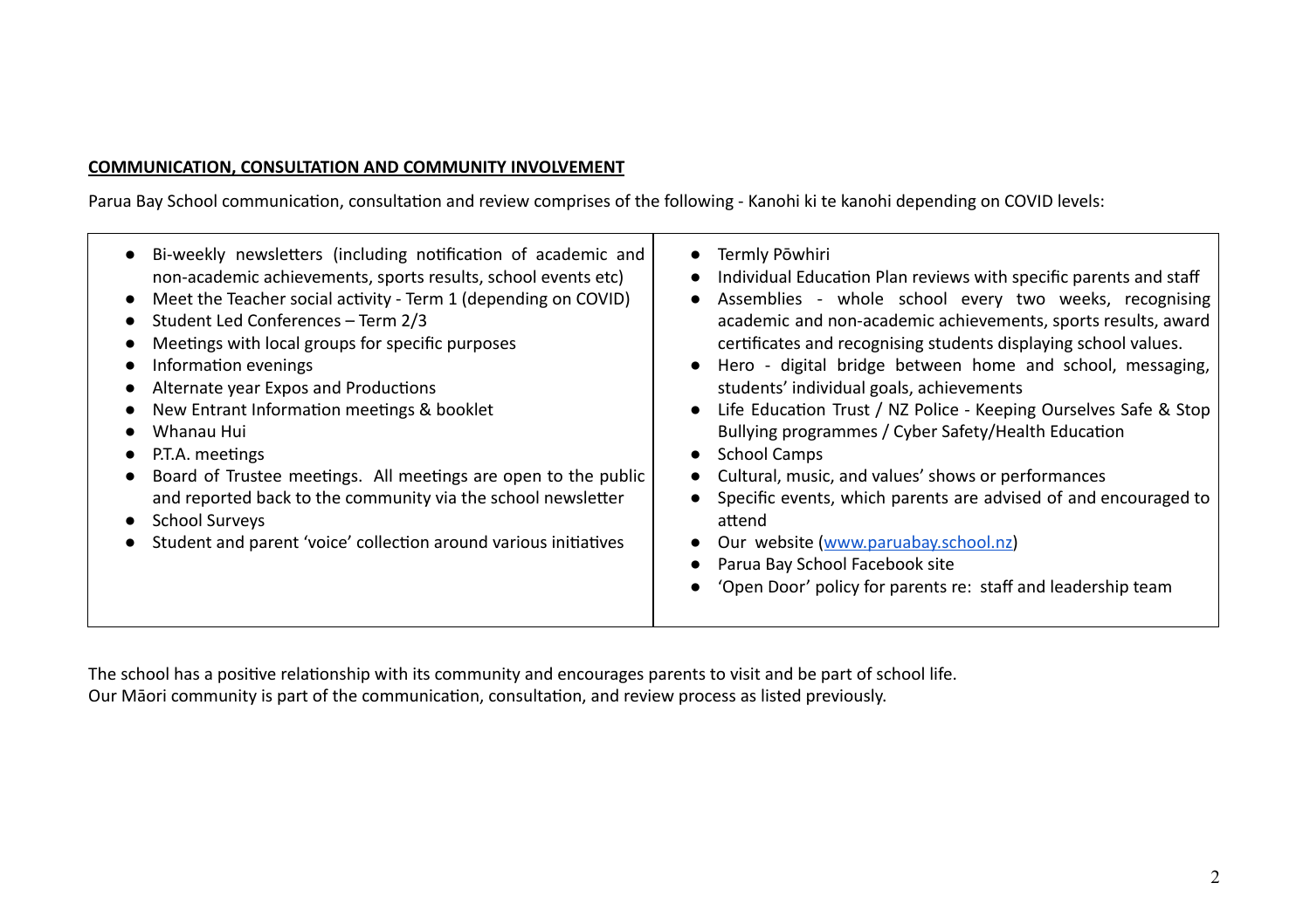**COMMUNICATION, CONSULTATION AND COMMUNITY INVOLVEMENT**

Parua Bay School communication, consultation and review comprises of the following - Kanohi ki te kanohi depending on COVID levels:

| | |
|---|---|
| ● Bi-weekly newsletters (including notification of academic and non-academic achievements, sports results, school events etc)<br>● Meet the Teacher social activity - Term 1 (depending on COVID)<br>● Student Led Conferences – Term 2/3<br>● Meetings with local groups for specific purposes<br>● Information evenings<br>● Alternate year Expos and Productions<br>● New Entrant Information meetings & booklet<br>● Whanau Hui<br>● P.T.A. meetings<br>● Board of Trustee meetings. All meetings are open to the public and reported back to the community via the school newsletter<br>● School Surveys<br>● Student and parent 'voice' collection around various initiatives | ● Termly Pōwhiri<br>● Individual Education Plan reviews with specific parents and staff<br>● Assemblies - whole school every two weeks, recognising academic and non-academic achievements, sports results, award certificates and recognising students displaying school values.<br>● Hero - digital bridge between home and school, messaging, students' individual goals, achievements<br>● Life Education Trust / NZ Police - Keeping Ourselves Safe & Stop Bullying programmes / Cyber Safety/Health Education<br>● School Camps<br>● Cultural, music, and values' shows or performances<br>● Specific events, which parents are advised of and encouraged to attend<br>● Our website (www.paruabay.school.nz)<br>● Parua Bay School Facebook site<br>● 'Open Door' policy for parents re: staff and leadership team |

The school has a positive relationship with its community and encourages parents to visit and be part of school life.
Our Māori community is part of the communication, consultation, and review process as listed previously.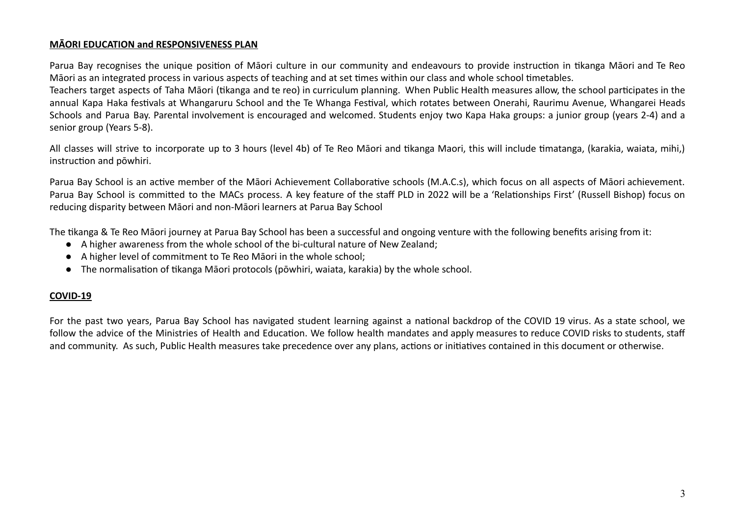**MĀORI EDUCATION and RESPONSIVENESS PLAN**

Parua Bay recognises the unique position of Māori culture in our community and endeavours to provide instruction in tikanga Māori and Te Reo Māori as an integrated process in various aspects of teaching and at set times within our class and whole school timetables.
Teachers target aspects of Taha Māori (tikanga and te reo) in curriculum planning. When Public Health measures allow, the school participates in the annual Kapa Haka festivals at Whangaruru School and the Te Whanga Festival, which rotates between Onerahi, Raurimu Avenue, Whangarei Heads Schools and Parua Bay. Parental involvement is encouraged and welcomed. Students enjoy two Kapa Haka groups: a junior group (years 2-4) and a senior group (Years 5-8).

All classes will strive to incorporate up to 3 hours (level 4b) of Te Reo Māori and tikanga Maori, this will include timatanga, (karakia, waiata, mihi,) instruction and pōwhiri.

Parua Bay School is an active member of the Māori Achievement Collaborative schools (M.A.C.s), which focus on all aspects of Māori achievement. Parua Bay School is committed to the MACs process. A key feature of the staff PLD in 2022 will be a 'Relationships First' (Russell Bishop) focus on reducing disparity between Māori and non-Māori learners at Parua Bay School

The tikanga & Te Reo Māori journey at Parua Bay School has been a successful and ongoing venture with the following benefits arising from it:

- A higher awareness from the whole school of the bi-cultural nature of New Zealand;
- A higher level of commitment to Te Reo Māori in the whole school;
- The normalisation of tikanga Māori protocols (pōwhiri, waiata, karakia) by the whole school.

**COVID-19**

For the past two years, Parua Bay School has navigated student learning against a national backdrop of the COVID 19 virus. As a state school, we follow the advice of the Ministries of Health and Education. We follow health mandates and apply measures to reduce COVID risks to students, staff and community. As such, Public Health measures take precedence over any plans, actions or initiatives contained in this document or otherwise.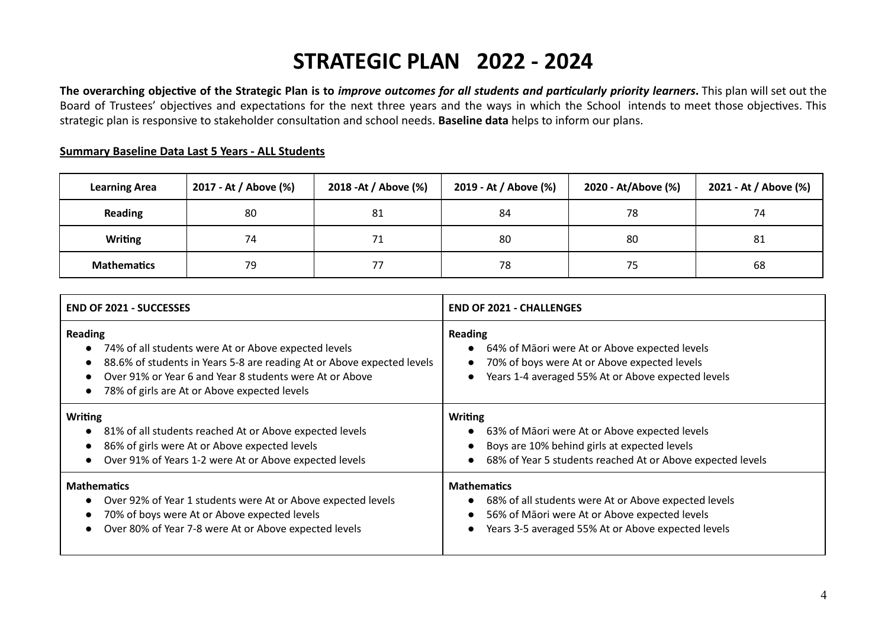# STRATEGIC PLAN 2022 - 2024

**The overarching objective of the Strategic Plan is to *improve outcomes for all students and particularly priority learners*.** This plan will set out the Board of Trustees' objectives and expectations for the next three years and the ways in which the School intends to meet those objectives. This strategic plan is responsive to stakeholder consultation and school needs. **Baseline data** helps to inform our plans.

**Summary Baseline Data Last 5 Years - ALL Students**

| Learning Area | 2017 - At / Above (%) | 2018 -At / Above (%) | 2019 - At / Above (%) | 2020 - At/Above (%) | 2021 - At / Above (%) |
|---|---|---|---|---|---|
| **Reading** | 80 | 81 | 84 | 78 | 74 |
| **Writing** | 74 | 71 | 80 | 80 | 81 |
| **Mathematics** | 79 | 77 | 78 | 75 | 68 |

| END OF 2021 - SUCCESSES | END OF 2021 - CHALLENGES |
|---|---|
| **Reading**<br>• 74% of all students were At or Above expected levels<br>• 88.6% of students in Years 5-8 are reading At or Above expected levels<br>• Over 91% or Year 6 and Year 8 students were At or Above<br>• 78% of girls are At or Above expected levels | **Reading**<br>• 64% of Māori were At or Above expected levels<br>• 70% of boys were At or Above expected levels<br>• Years 1-4 averaged 55% At or Above expected levels |
| **Writing**<br>• 81% of all students reached At or Above expected levels<br>• 86% of girls were At or Above expected levels<br>• Over 91% of Years 1-2 were At or Above expected levels | **Writing**<br>• 63% of Māori were At or Above expected levels<br>• Boys are 10% behind girls at expected levels<br>• 68% of Year 5 students reached At or Above expected levels |
| **Mathematics**<br>• Over 92% of Year 1 students were At or Above expected levels<br>• 70% of boys were At or Above expected levels<br>• Over 80% of Year 7-8 were At or Above expected levels | **Mathematics**<br>• 68% of all students were At or Above expected levels<br>• 56% of Māori were At or Above expected levels<br>• Years 3-5 averaged 55% At or Above expected levels |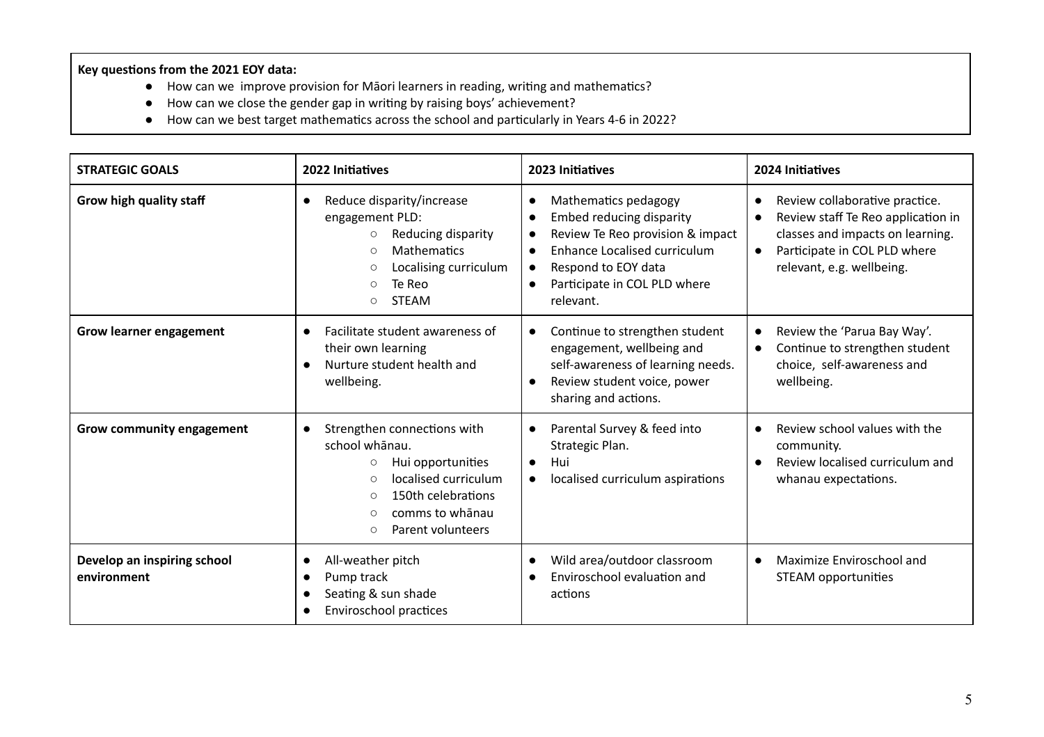**Key questions from the 2021 EOY data:**

- How can we improve provision for Māori learners in reading, writing and mathematics?
- How can we close the gender gap in writing by raising boys' achievement?
- How can we best target mathematics across the school and particularly in Years 4-6 in 2022?

| **STRATEGIC GOALS** | **2022 Initiatives** | **2023 Initiatives** | **2024 Initiatives** |
|---|---|---|---|
| **Grow high quality staff** | • Reduce disparity/increase engagement PLD:<br>○ Reducing disparity<br>○ Mathematics<br>○ Localising curriculum<br>○ Te Reo<br>○ STEAM | • Mathematics pedagogy<br>• Embed reducing disparity<br>• Review Te Reo provision & impact<br>• Enhance Localised curriculum<br>• Respond to EOY data<br>• Participate in COL PLD where relevant. | • Review collaborative practice.<br>• Review staff Te Reo application in classes and impacts on learning.<br>• Participate in COL PLD where relevant, e.g. wellbeing. |
| **Grow learner engagement** | • Facilitate student awareness of their own learning<br>• Nurture student health and wellbeing. | • Continue to strengthen student engagement, wellbeing and self-awareness of learning needs.<br>• Review student voice, power sharing and actions. | • Review the 'Parua Bay Way'.<br>• Continue to strengthen student choice, self-awareness and wellbeing. |
| **Grow community engagement** | • Strengthen connections with school whānau.<br>○ Hui opportunities<br>○ localised curriculum<br>○ 150th celebrations<br>○ comms to whānau<br>○ Parent volunteers | • Parental Survey & feed into Strategic Plan.<br>• Hui<br>• localised curriculum aspirations | • Review school values with the community.<br>• Review localised curriculum and whanau expectations. |
| **Develop an inspiring school environment** | • All-weather pitch<br>• Pump track<br>• Seating & sun shade<br>• Enviroschool practices | • Wild area/outdoor classroom<br>• Enviroschool evaluation and actions | • Maximize Enviroschool and STEAM opportunities |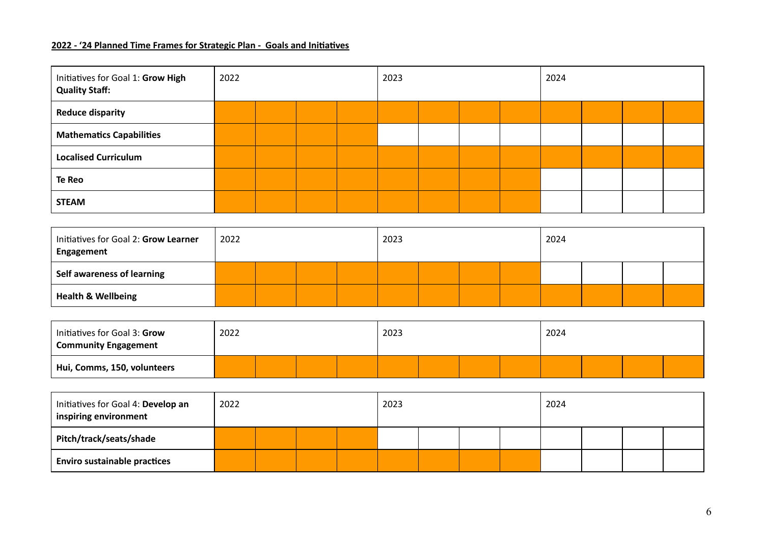**2022 - '24 Planned Time Frames for Strategic Plan - Goals and Initiatives**

| Initiatives for Goal 1: **Grow High Quality Staff:** | 2022 | | | | 2023 | | | | 2024 | | | |
|---|---|---|---|---|---|---|---|---|---|---|---|---|
| **Reduce disparity** | ■ | ■ | ■ | ■ | ■ | ■ | ■ | ■ | ■ | ■ | ■ | ■ |
| **Mathematics Capabilities** | ■ | ■ | ■ | ■ | | | | | | | | |
| **Localised Curriculum** | ■ | ■ | ■ | ■ | ■ | ■ | ■ | ■ | ■ | ■ | ■ | ■ |
| **Te Reo** | ■ | ■ | ■ | ■ | ■ | ■ | ■ | ■ | | | | |
| **STEAM** | ■ | ■ | ■ | ■ | ■ | ■ | ■ | ■ | | | | |

| Initiatives for Goal 2: **Grow Learner Engagement** | 2022 | | | | 2023 | | | | 2024 | | | |
|---|---|---|---|---|---|---|---|---|---|---|---|---|
| **Self awareness of learning** | ■ | ■ | ■ | ■ | ■ | ■ | ■ | ■ | | | | |
| **Health & Wellbeing** | ■ | ■ | ■ | ■ | ■ | ■ | ■ | ■ | ■ | ■ | ■ | ■ |

| Initiatives for Goal 3: **Grow Community Engagement** | 2022 | | | | 2023 | | | | 2024 | | | |
|---|---|---|---|---|---|---|---|---|---|---|---|---|
| **Hui, Comms, 150, volunteers** | ■ | ■ | ■ | ■ | ■ | ■ | ■ | ■ | ■ | ■ | ■ | ■ |

| Initiatives for Goal 4: **Develop an inspiring environment** | 2022 | | | | 2023 | | | | 2024 | | | |
|---|---|---|---|---|---|---|---|---|---|---|---|---|
| **Pitch/track/seats/shade** | ■ | ■ | ■ | ■ | | | | | | | | |
| **Enviro sustainable practices** | ■ | ■ | ■ | ■ | ■ | ■ | ■ | ■ | | | | |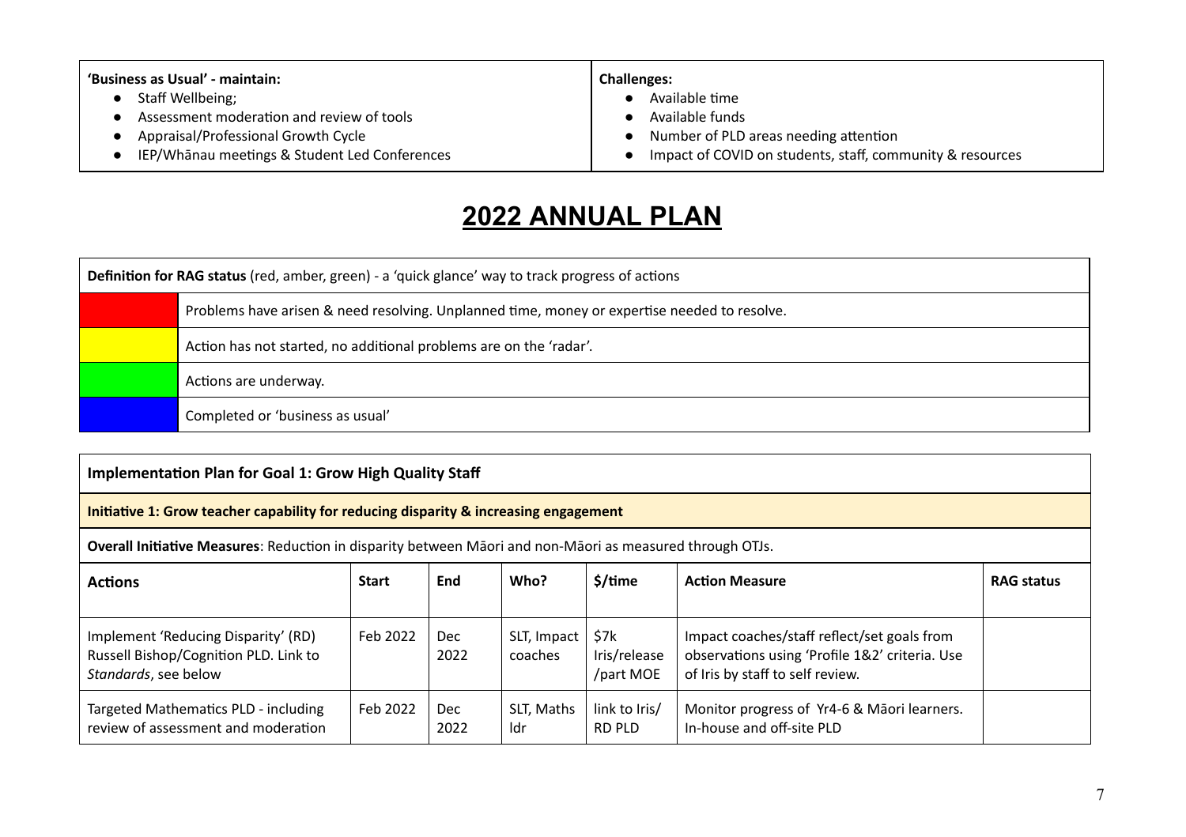| 'Business as Usual' - maintain: | Challenges: |
|---|---|
| • Staff Wellbeing;<br>• Assessment moderation and review of tools<br>• Appraisal/Professional Growth Cycle<br>• IEP/Whānau meetings & Student Led Conferences | • Available time<br>• Available funds<br>• Number of PLD areas needing attention<br>• Impact of COVID on students, staff, community & resources |

# 2022 ANNUAL PLAN

| **Definition for RAG status** (red, amber, green) - a 'quick glance' way to track progress of actions | |
|---|---|
| Red | Problems have arisen & need resolving. Unplanned time, money or expertise needed to resolve. |
| Amber (Yellow) | Action has not started, no additional problems are on the 'radar'. |
| Green | Actions are underway. |
| Blue | Completed or 'business as usual' |

**Implementation Plan for Goal 1: Grow High Quality Staff**

**Initiative 1: Grow teacher capability for reducing disparity & increasing engagement**

**Overall Initiative Measures**: Reduction in disparity between Māori and non-Māori as measured through OTJs.

| Actions | Start | End | Who? | $/time | Action Measure | RAG status |
|---|---|---|---|---|---|---|
| Implement 'Reducing Disparity' (RD) Russell Bishop/Cognition PLD. Link to *Standards*, see below | Feb 2022 | Dec 2022 | SLT, Impact coaches | $7k Iris/release /part MOE | Impact coaches/staff reflect/set goals from observations using 'Profile 1&2' criteria. Use of Iris by staff to self review. | |
| Targeted Mathematics PLD - including review of assessment and moderation | Feb 2022 | Dec 2022 | SLT, Maths ldr | link to Iris/ RD PLD | Monitor progress of Yr4-6 & Māori learners. In-house and off-site PLD | |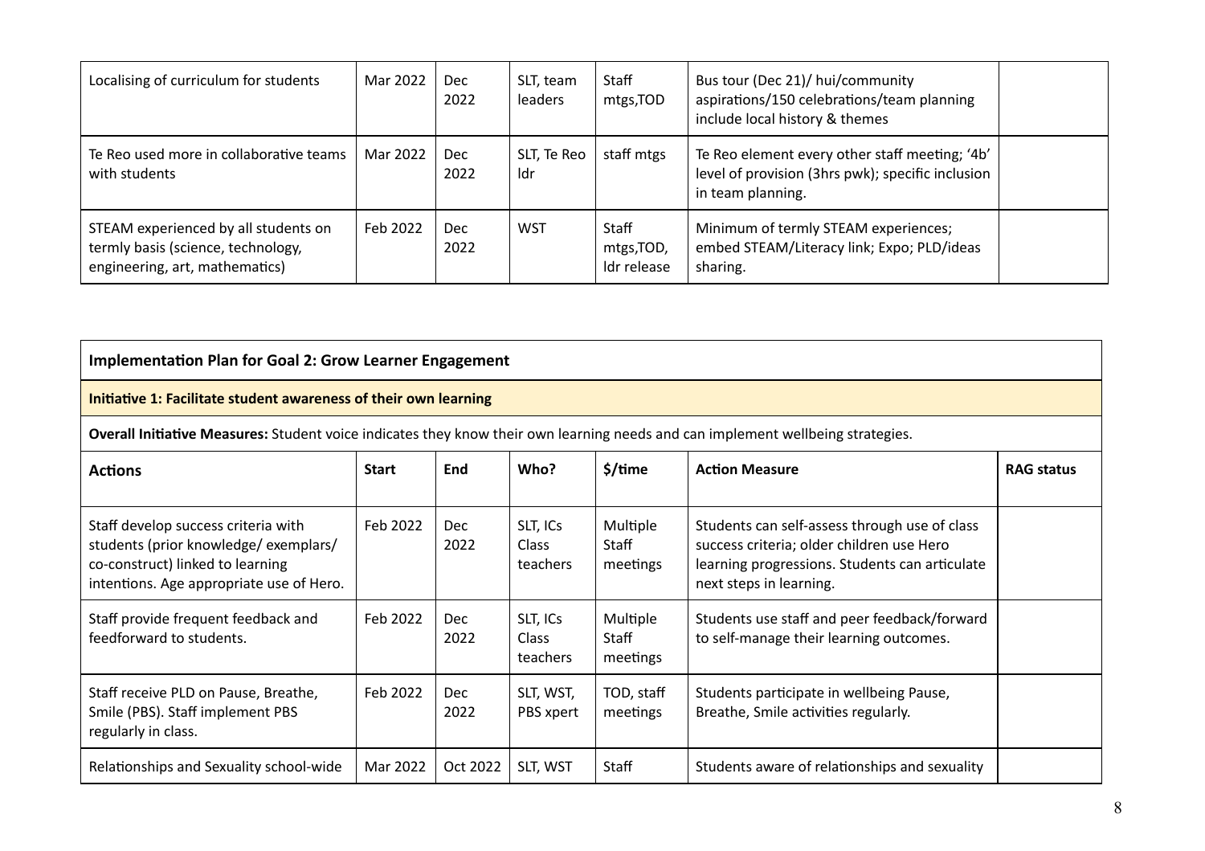| Localising of curriculum for students | Mar 2022 | Dec 2022 | SLT, team leaders | Staff mtgs,TOD | Bus tour (Dec 21)/ hui/community aspirations/150 celebrations/team planning include local history & themes | |
|---|---|---|---|---|---|---|
| Te Reo used more in collaborative teams with students | Mar 2022 | Dec 2022 | SLT, Te Reo ldr | staff mtgs | Te Reo element every other staff meeting; '4b' level of provision (3hrs pwk); specific inclusion in team planning. | |
| STEAM experienced by all students on termly basis (science, technology, engineering, art, mathematics) | Feb 2022 | Dec 2022 | WST | Staff mtgs,TOD, ldr release | Minimum of termly STEAM experiences; embed STEAM/Literacy link; Expo; PLD/ideas sharing. | |

**Implementation Plan for Goal 2: Grow Learner Engagement**

**Initiative 1: Facilitate student awareness of their own learning**

**Overall Initiative Measures:** Student voice indicates they know their own learning needs and can implement wellbeing strategies.

| Actions | Start | End | Who? | $/time | Action Measure | RAG status |
|---|---|---|---|---|---|---|
| Staff develop success criteria with students (prior knowledge/ exemplars/ co-construct) linked to learning intentions. Age appropriate use of Hero. | Feb 2022 | Dec 2022 | SLT, ICs Class teachers | Multiple Staff meetings | Students can self-assess through use of class success criteria; older children use Hero learning progressions. Students can articulate next steps in learning. | |
| Staff provide frequent feedback and feedforward to students. | Feb 2022 | Dec 2022 | SLT, ICs Class teachers | Multiple Staff meetings | Students use staff and peer feedback/forward to self-manage their learning outcomes. | |
| Staff receive PLD on Pause, Breathe, Smile (PBS). Staff implement PBS regularly in class. | Feb 2022 | Dec 2022 | SLT, WST, PBS xpert | TOD, staff meetings | Students participate in wellbeing Pause, Breathe, Smile activities regularly. | |
| Relationships and Sexuality school-wide | Mar 2022 | Oct 2022 | SLT, WST | Staff | Students aware of relationships and sexuality | |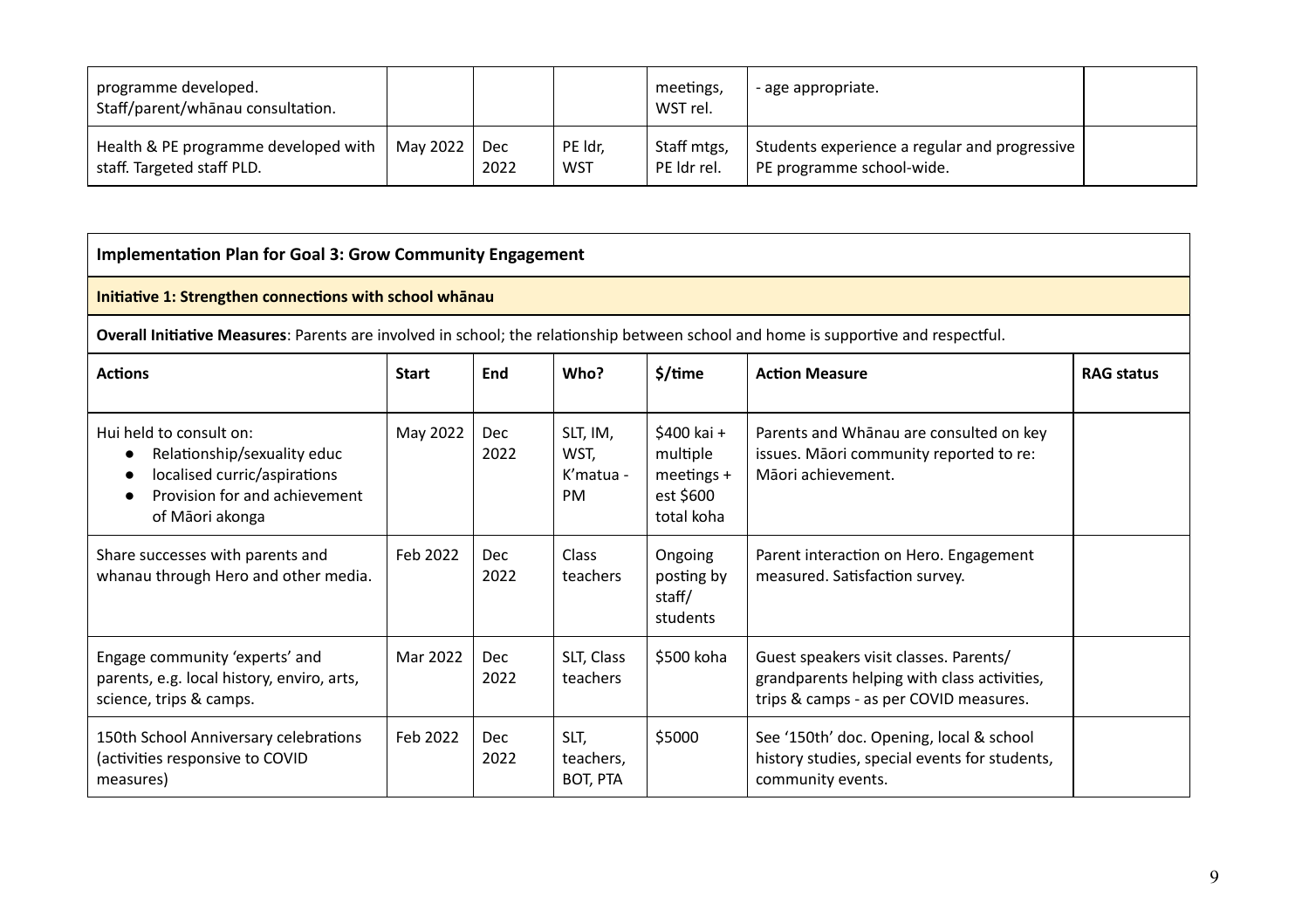| | | | | | | |
|---|---|---|---|---|---|---|
| programme developed. Staff/parent/whānau consultation. | | | | meetings, WST rel. | - age appropriate. | |
| Health & PE programme developed with staff. Targeted staff PLD. | May 2022 | Dec 2022 | PE ldr, WST | Staff mtgs, PE ldr rel. | Students experience a regular and progressive PE programme school-wide. | |

**Implementation Plan for Goal 3: Grow Community Engagement**

**Initiative 1: Strengthen connections with school whānau**

**Overall Initiative Measures**: Parents are involved in school; the relationship between school and home is supportive and respectful.

| **Actions** | **Start** | **End** | **Who?** | **$/time** | **Action Measure** | **RAG status** |
|---|---|---|---|---|---|---|
| Hui held to consult on:<br>● Relationship/sexuality educ<br>● localised curric/aspirations<br>● Provision for and achievement of Māori akonga | May 2022 | Dec 2022 | SLT, IM, WST, K'matua - PM | $400 kai + multiple meetings + est $600 total koha | Parents and Whānau are consulted on key issues. Māori community reported to re: Māori achievement. | |
| Share successes with parents and whanau through Hero and other media. | Feb 2022 | Dec 2022 | Class teachers | Ongoing posting by staff/ students | Parent interaction on Hero. Engagement measured. Satisfaction survey. | |
| Engage community 'experts' and parents, e.g. local history, enviro, arts, science, trips & camps. | Mar 2022 | Dec 2022 | SLT, Class teachers | $500 koha | Guest speakers visit classes. Parents/ grandparents helping with class activities, trips & camps - as per COVID measures. | |
| 150th School Anniversary celebrations (activities responsive to COVID measures) | Feb 2022 | Dec 2022 | SLT, teachers, BOT, PTA | $5000 | See '150th' doc. Opening, local & school history studies, special events for students, community events. | |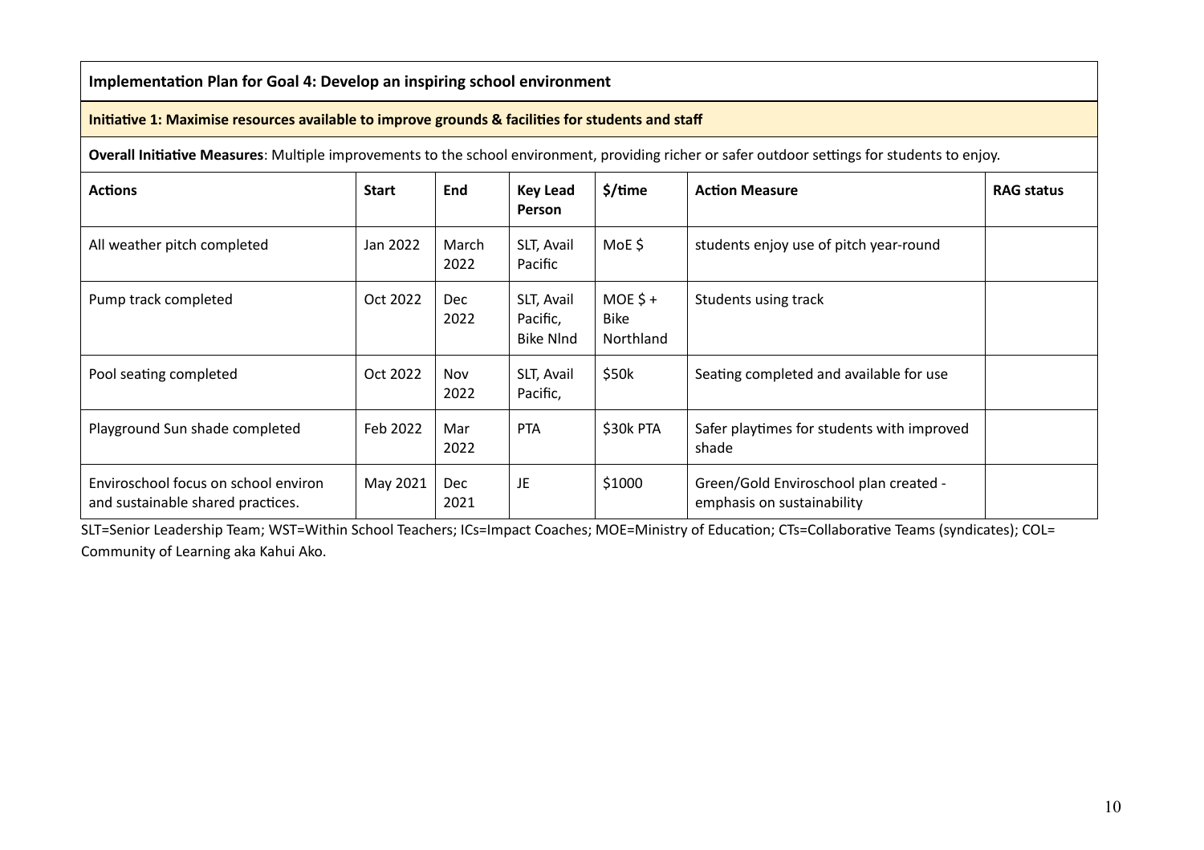| **Implementation Plan for Goal 4: Develop an inspiring school environment** | | | | | | |
|---|---|---|---|---|---|---|
| **Initiative 1: Maximise resources available to improve grounds & facilities for students and staff** | | | | | | |
| **Overall Initiative Measures**: Multiple improvements to the school environment, providing richer or safer outdoor settings for students to enjoy. | | | | | | |
| **Actions** | **Start** | **End** | **Key Lead Person** | **$/time** | **Action Measure** | **RAG status** |
| All weather pitch completed | Jan 2022 | March 2022 | SLT, Avail Pacific | MoE $ | students enjoy use of pitch year-round | |
| Pump track completed | Oct 2022 | Dec 2022 | SLT, Avail Pacific, Bike Nlnd | MOE $ + Bike Northland | Students using track | |
| Pool seating completed | Oct 2022 | Nov 2022 | SLT, Avail Pacific, | $50k | Seating completed and available for use | |
| Playground Sun shade completed | Feb 2022 | Mar 2022 | PTA | $30k PTA | Safer playtimes for students with improved shade | |
| Enviroschool focus on school environ and sustainable shared practices. | May 2021 | Dec 2021 | JE | $1000 | Green/Gold Enviroschool plan created - emphasis on sustainability | |

SLT=Senior Leadership Team; WST=Within School Teachers; ICs=Impact Coaches; MOE=Ministry of Education; CTs=Collaborative Teams (syndicates); COL= Community of Learning aka Kahui Ako.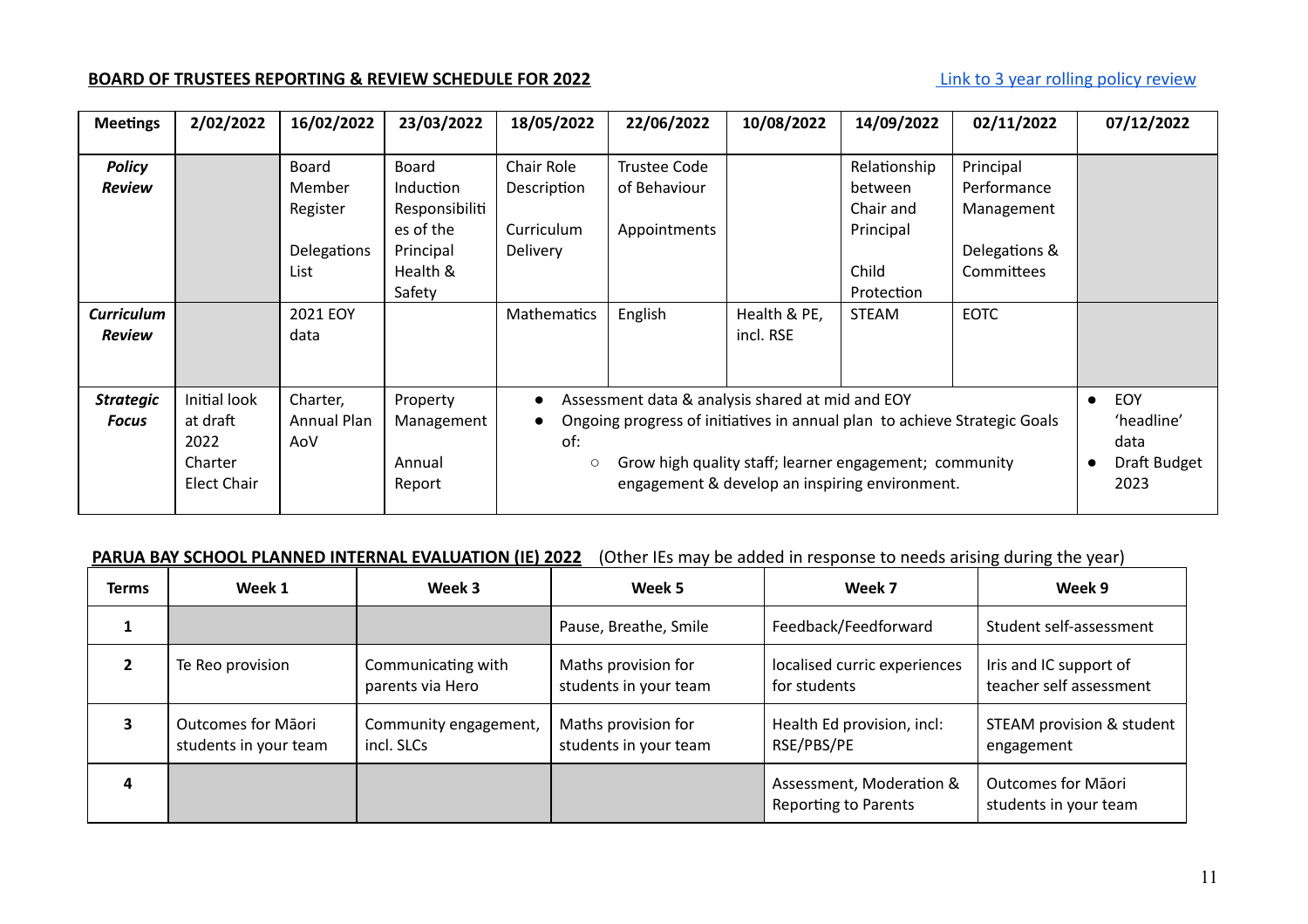**BOARD OF TRUSTEES REPORTING & REVIEW SCHEDULE FOR 2022**

[Link to 3 year rolling policy review]

| Meetings | 2/02/2022 | 16/02/2022 | 23/03/2022 | 18/05/2022 | 22/06/2022 | 10/08/2022 | 14/09/2022 | 02/11/2022 | 07/12/2022 |
|---|---|---|---|---|---|---|---|---|---|
| ***Policy Review*** | | Board Member Register<br><br>Delegations List | Board Induction Responsibilities of the Principal Health & Safety | Chair Role Description<br><br>Curriculum Delivery | Trustee Code of Behaviour<br><br>Appointments | | Relationship between Chair and Principal<br><br>Child Protection | Principal Performance Management<br><br>Delegations & Committees | |
| ***Curriculum Review*** | | 2021 EOY data | | Mathematics | English | Health & PE, incl. RSE | STEAM | EOTC | |
| ***Strategic Focus*** | Initial look at draft 2022 Charter Elect Chair | Charter, Annual Plan AoV | Property Management<br><br>Annual Report | • Assessment data & analysis shared at mid and EOY<br>• Ongoing progress of initiatives in annual plan to achieve Strategic Goals of:<br>○ Grow high quality staff; learner engagement; community engagement & develop an inspiring environment. | | | | | • EOY 'headline' data<br>• Draft Budget 2023 |

**PARUA BAY SCHOOL PLANNED INTERNAL EVALUATION (IE) 2022** (Other IEs may be added in response to needs arising during the year)

| Terms | Week 1 | Week 3 | Week 5 | Week 7 | Week 9 |
|---|---|---|---|---|---|
| **1** | | | Pause, Breathe, Smile | Feedback/Feedforward | Student self-assessment |
| **2** | Te Reo provision | Communicating with parents via Hero | Maths provision for students in your team | localised curric experiences for students | Iris and IC support of teacher self assessment |
| **3** | Outcomes for Māori students in your team | Community engagement, incl. SLCs | Maths provision for students in your team | Health Ed provision, incl: RSE/PBS/PE | STEAM provision & student engagement |
| **4** | | | | Assessment, Moderation & Reporting to Parents | Outcomes for Māori students in your team |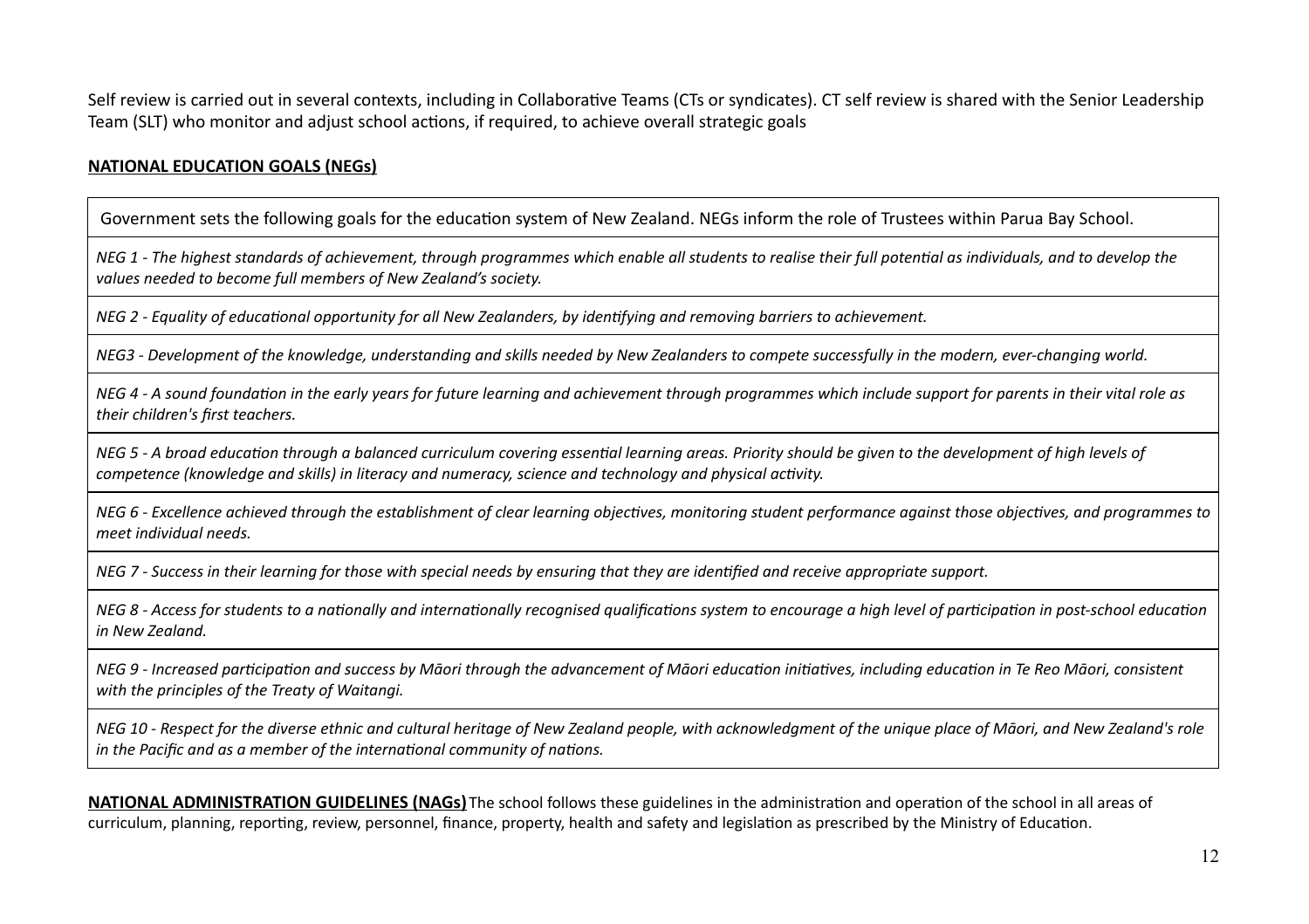Self review is carried out in several contexts, including in Collaborative Teams (CTs or syndicates). CT self review is shared with the Senior Leadership Team (SLT) who monitor and adjust school actions, if required, to achieve overall strategic goals

**NATIONAL EDUCATION GOALS (NEGs)**

| |
|---|
| Government sets the following goals for the education system of New Zealand. NEGs inform the role of Trustees within Parua Bay School. |
| *NEG 1 - The highest standards of achievement, through programmes which enable all students to realise their full potential as individuals, and to develop the values needed to become full members of New Zealand's society.* |
| *NEG 2 - Equality of educational opportunity for all New Zealanders, by identifying and removing barriers to achievement.* |
| *NEG3 - Development of the knowledge, understanding and skills needed by New Zealanders to compete successfully in the modern, ever-changing world.* |
| *NEG 4 - A sound foundation in the early years for future learning and achievement through programmes which include support for parents in their vital role as their children's first teachers.* |
| *NEG 5 - A broad education through a balanced curriculum covering essential learning areas. Priority should be given to the development of high levels of competence (knowledge and skills) in literacy and numeracy, science and technology and physical activity.* |
| *NEG 6 - Excellence achieved through the establishment of clear learning objectives, monitoring student performance against those objectives, and programmes to meet individual needs.* |
| *NEG 7 - Success in their learning for those with special needs by ensuring that they are identified and receive appropriate support.* |
| *NEG 8 - Access for students to a nationally and internationally recognised qualifications system to encourage a high level of participation in post-school education in New Zealand.* |
| *NEG 9 - Increased participation and success by Māori through the advancement of Māori education initiatives, including education in Te Reo Māori, consistent with the principles of the Treaty of Waitangi.* |
| *NEG 10 - Respect for the diverse ethnic and cultural heritage of New Zealand people, with acknowledgment of the unique place of Māori, and New Zealand's role in the Pacific and as a member of the international community of nations.* |

**NATIONAL ADMINISTRATION GUIDELINES (NAGs)** The school follows these guidelines in the administration and operation of the school in all areas of curriculum, planning, reporting, review, personnel, finance, property, health and safety and legislation as prescribed by the Ministry of Education.